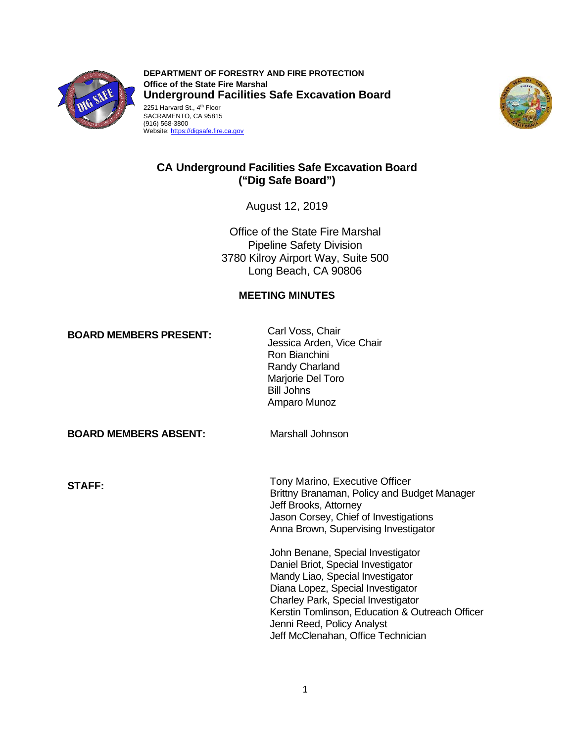**DEPARTMENT OF FORESTRY AND FIRE PROTECTION**
**Office of the State Fire Marshal**
**Underground Facilities Safe Excavation Board**
2251 Harvard St., 4th Floor
SACRAMENTO, CA 95815
(916) 568-3800
Website: https://digsafe.fire.ca.gov

# CA Underground Facilities Safe Excavation Board ("Dig Safe Board")

August 12, 2019

Office of the State Fire Marshal
Pipeline Safety Division
3780 Kilroy Airport Way, Suite 500
Long Beach, CA 90806

## MEETING MINUTES

**BOARD MEMBERS PRESENT:**

Carl Voss, Chair
Jessica Arden, Vice Chair
Ron Bianchini
Randy Charland
Marjorie Del Toro
Bill Johns
Amparo Munoz

**BOARD MEMBERS ABSENT:**

Marshall Johnson

**STAFF:**

Tony Marino, Executive Officer
Brittny Branaman, Policy and Budget Manager
Jeff Brooks, Attorney
Jason Corsey, Chief of Investigations
Anna Brown, Supervising Investigator

John Benane, Special Investigator
Daniel Briot, Special Investigator
Mandy Liao, Special Investigator
Diana Lopez, Special Investigator
Charley Park, Special Investigator
Kerstin Tomlinson, Education & Outreach Officer
Jenni Reed, Policy Analyst
Jeff McClenahan, Office Technician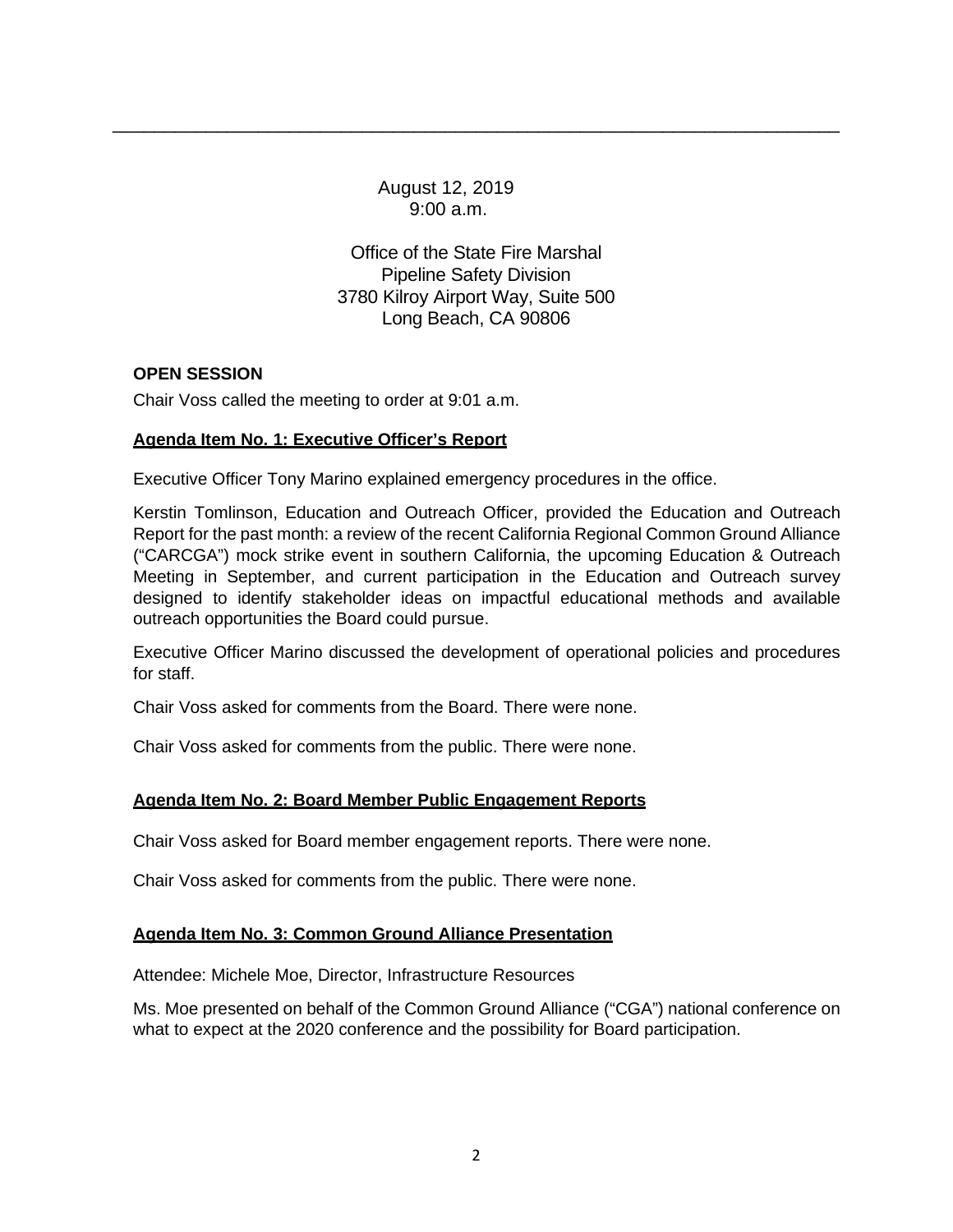August 12, 2019
9:00 a.m.

Office of the State Fire Marshal
Pipeline Safety Division
3780 Kilroy Airport Way, Suite 500
Long Beach, CA 90806

**OPEN SESSION**

Chair Voss called the meeting to order at 9:01 a.m.

**Agenda Item No. 1: Executive Officer's Report**

Executive Officer Tony Marino explained emergency procedures in the office.

Kerstin Tomlinson, Education and Outreach Officer, provided the Education and Outreach Report for the past month: a review of the recent California Regional Common Ground Alliance ("CARCGA") mock strike event in southern California, the upcoming Education & Outreach Meeting in September, and current participation in the Education and Outreach survey designed to identify stakeholder ideas on impactful educational methods and available outreach opportunities the Board could pursue.

Executive Officer Marino discussed the development of operational policies and procedures for staff.

Chair Voss asked for comments from the Board. There were none.

Chair Voss asked for comments from the public. There were none.

**Agenda Item No. 2: Board Member Public Engagement Reports**

Chair Voss asked for Board member engagement reports. There were none.

Chair Voss asked for comments from the public. There were none.

**Agenda Item No. 3: Common Ground Alliance Presentation**

Attendee: Michele Moe, Director, Infrastructure Resources

Ms. Moe presented on behalf of the Common Ground Alliance ("CGA") national conference on what to expect at the 2020 conference and the possibility for Board participation.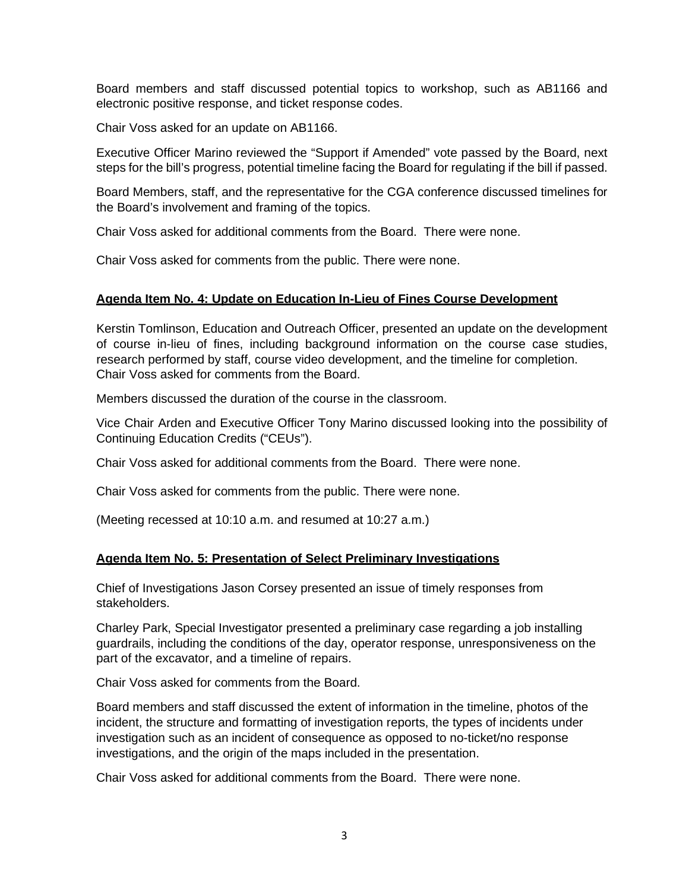Board members and staff discussed potential topics to workshop, such as AB1166 and electronic positive response, and ticket response codes.

Chair Voss asked for an update on AB1166.

Executive Officer Marino reviewed the "Support if Amended" vote passed by the Board, next steps for the bill's progress, potential timeline facing the Board for regulating if the bill if passed.

Board Members, staff, and the representative for the CGA conference discussed timelines for the Board's involvement and framing of the topics.

Chair Voss asked for additional comments from the Board. There were none.

Chair Voss asked for comments from the public. There were none.

## Agenda Item No. 4: Update on Education In-Lieu of Fines Course Development

Kerstin Tomlinson, Education and Outreach Officer, presented an update on the development of course in-lieu of fines, including background information on the course case studies, research performed by staff, course video development, and the timeline for completion. Chair Voss asked for comments from the Board.

Members discussed the duration of the course in the classroom.

Vice Chair Arden and Executive Officer Tony Marino discussed looking into the possibility of Continuing Education Credits ("CEUs").

Chair Voss asked for additional comments from the Board. There were none.

Chair Voss asked for comments from the public. There were none.

(Meeting recessed at 10:10 a.m. and resumed at 10:27 a.m.)

## Agenda Item No. 5: Presentation of Select Preliminary Investigations

Chief of Investigations Jason Corsey presented an issue of timely responses from stakeholders.

Charley Park, Special Investigator presented a preliminary case regarding a job installing guardrails, including the conditions of the day, operator response, unresponsiveness on the part of the excavator, and a timeline of repairs.

Chair Voss asked for comments from the Board.

Board members and staff discussed the extent of information in the timeline, photos of the incident, the structure and formatting of investigation reports, the types of incidents under investigation such as an incident of consequence as opposed to no-ticket/no response investigations, and the origin of the maps included in the presentation.

Chair Voss asked for additional comments from the Board. There were none.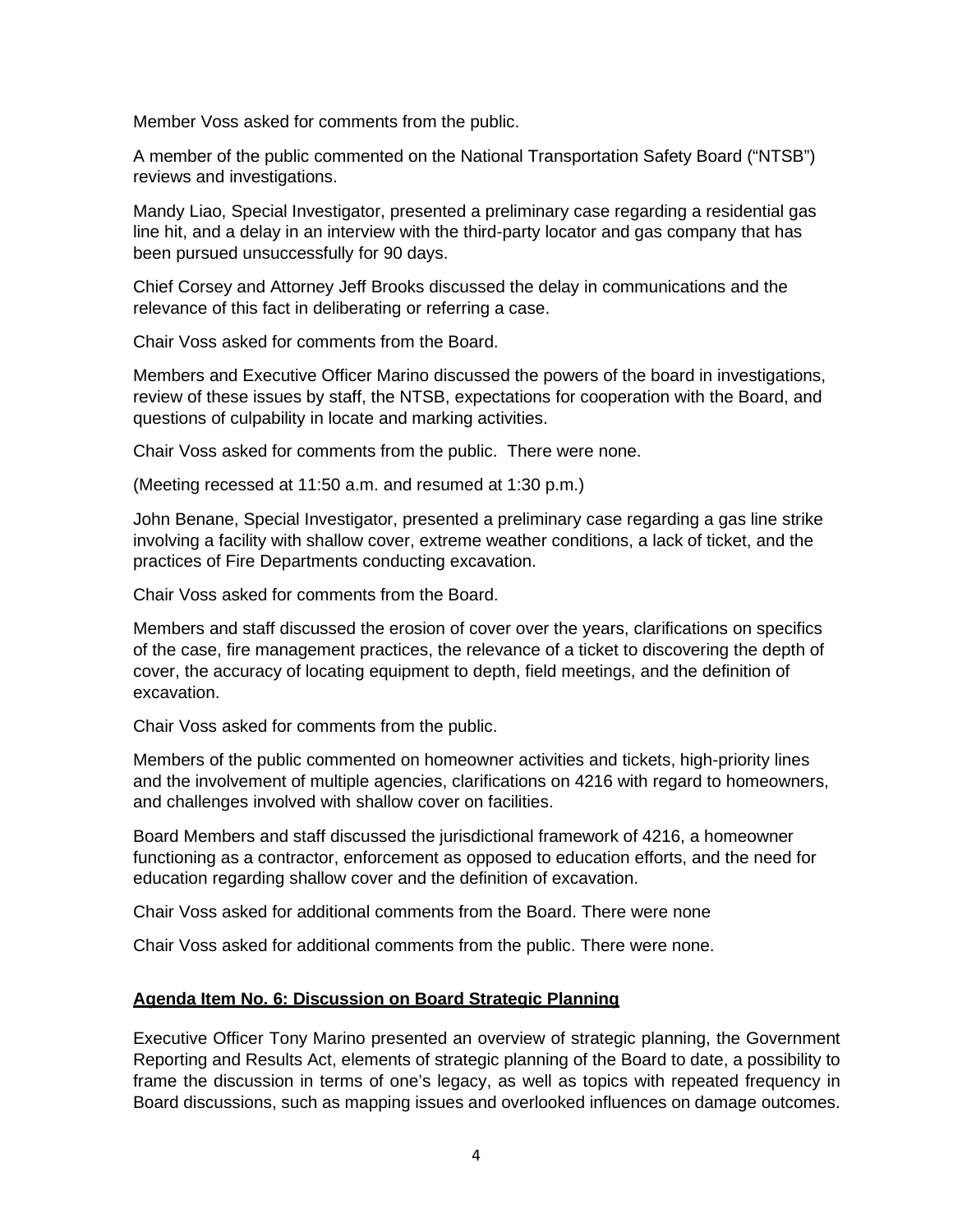Member Voss asked for comments from the public.

A member of the public commented on the National Transportation Safety Board ("NTSB") reviews and investigations.

Mandy Liao, Special Investigator, presented a preliminary case regarding a residential gas line hit, and a delay in an interview with the third-party locator and gas company that has been pursued unsuccessfully for 90 days.

Chief Corsey and Attorney Jeff Brooks discussed the delay in communications and the relevance of this fact in deliberating or referring a case.

Chair Voss asked for comments from the Board.

Members and Executive Officer Marino discussed the powers of the board in investigations, review of these issues by staff, the NTSB, expectations for cooperation with the Board, and questions of culpability in locate and marking activities.

Chair Voss asked for comments from the public. There were none.

(Meeting recessed at 11:50 a.m. and resumed at 1:30 p.m.)

John Benane, Special Investigator, presented a preliminary case regarding a gas line strike involving a facility with shallow cover, extreme weather conditions, a lack of ticket, and the practices of Fire Departments conducting excavation.

Chair Voss asked for comments from the Board.

Members and staff discussed the erosion of cover over the years, clarifications on specifics of the case, fire management practices, the relevance of a ticket to discovering the depth of cover, the accuracy of locating equipment to depth, field meetings, and the definition of excavation.

Chair Voss asked for comments from the public.

Members of the public commented on homeowner activities and tickets, high-priority lines and the involvement of multiple agencies, clarifications on 4216 with regard to homeowners, and challenges involved with shallow cover on facilities.

Board Members and staff discussed the jurisdictional framework of 4216, a homeowner functioning as a contractor, enforcement as opposed to education efforts, and the need for education regarding shallow cover and the definition of excavation.

Chair Voss asked for additional comments from the Board. There were none

Chair Voss asked for additional comments from the public. There were none.

**Agenda Item No. 6: Discussion on Board Strategic Planning**

Executive Officer Tony Marino presented an overview of strategic planning, the Government Reporting and Results Act, elements of strategic planning of the Board to date, a possibility to frame the discussion in terms of one's legacy, as well as topics with repeated frequency in Board discussions, such as mapping issues and overlooked influences on damage outcomes.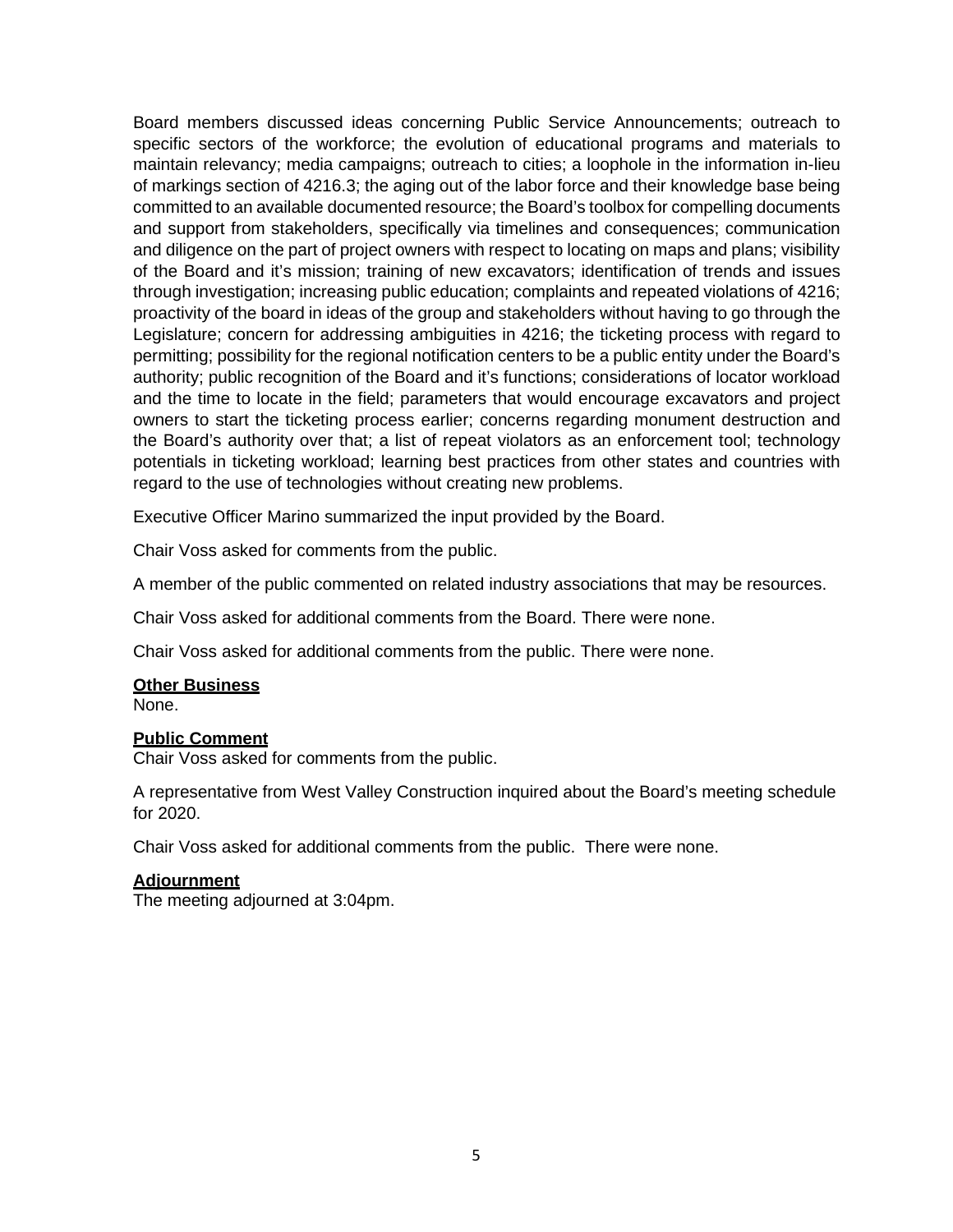Board members discussed ideas concerning Public Service Announcements; outreach to specific sectors of the workforce; the evolution of educational programs and materials to maintain relevancy; media campaigns; outreach to cities; a loophole in the information in-lieu of markings section of 4216.3; the aging out of the labor force and their knowledge base being committed to an available documented resource; the Board's toolbox for compelling documents and support from stakeholders, specifically via timelines and consequences; communication and diligence on the part of project owners with respect to locating on maps and plans; visibility of the Board and it's mission; training of new excavators; identification of trends and issues through investigation; increasing public education; complaints and repeated violations of 4216; proactivity of the board in ideas of the group and stakeholders without having to go through the Legislature; concern for addressing ambiguities in 4216; the ticketing process with regard to permitting; possibility for the regional notification centers to be a public entity under the Board's authority; public recognition of the Board and it's functions; considerations of locator workload and the time to locate in the field; parameters that would encourage excavators and project owners to start the ticketing process earlier; concerns regarding monument destruction and the Board's authority over that; a list of repeat violators as an enforcement tool; technology potentials in ticketing workload; learning best practices from other states and countries with regard to the use of technologies without creating new problems.

Executive Officer Marino summarized the input provided by the Board.

Chair Voss asked for comments from the public.

A member of the public commented on related industry associations that may be resources.

Chair Voss asked for additional comments from the Board. There were none.

Chair Voss asked for additional comments from the public. There were none.

**Other Business**

None.

**Public Comment**

Chair Voss asked for comments from the public.

A representative from West Valley Construction inquired about the Board's meeting schedule for 2020.

Chair Voss asked for additional comments from the public. There were none.

**Adjournment**

The meeting adjourned at 3:04pm.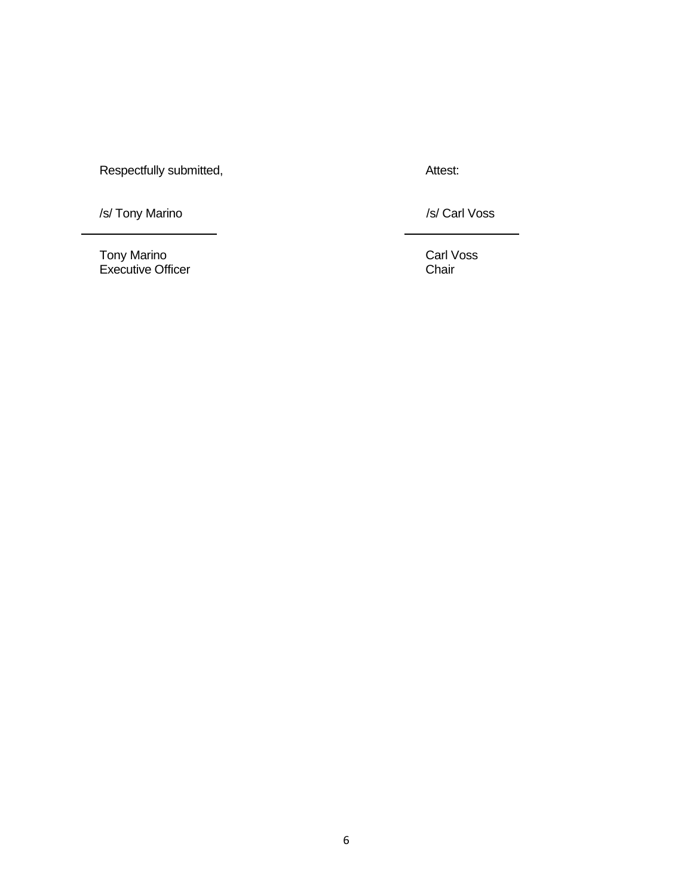Respectfully submitted,

/s/ Tony Marino

Tony Marino
Executive Officer

Attest:

/s/ Carl Voss

Carl Voss
Chair